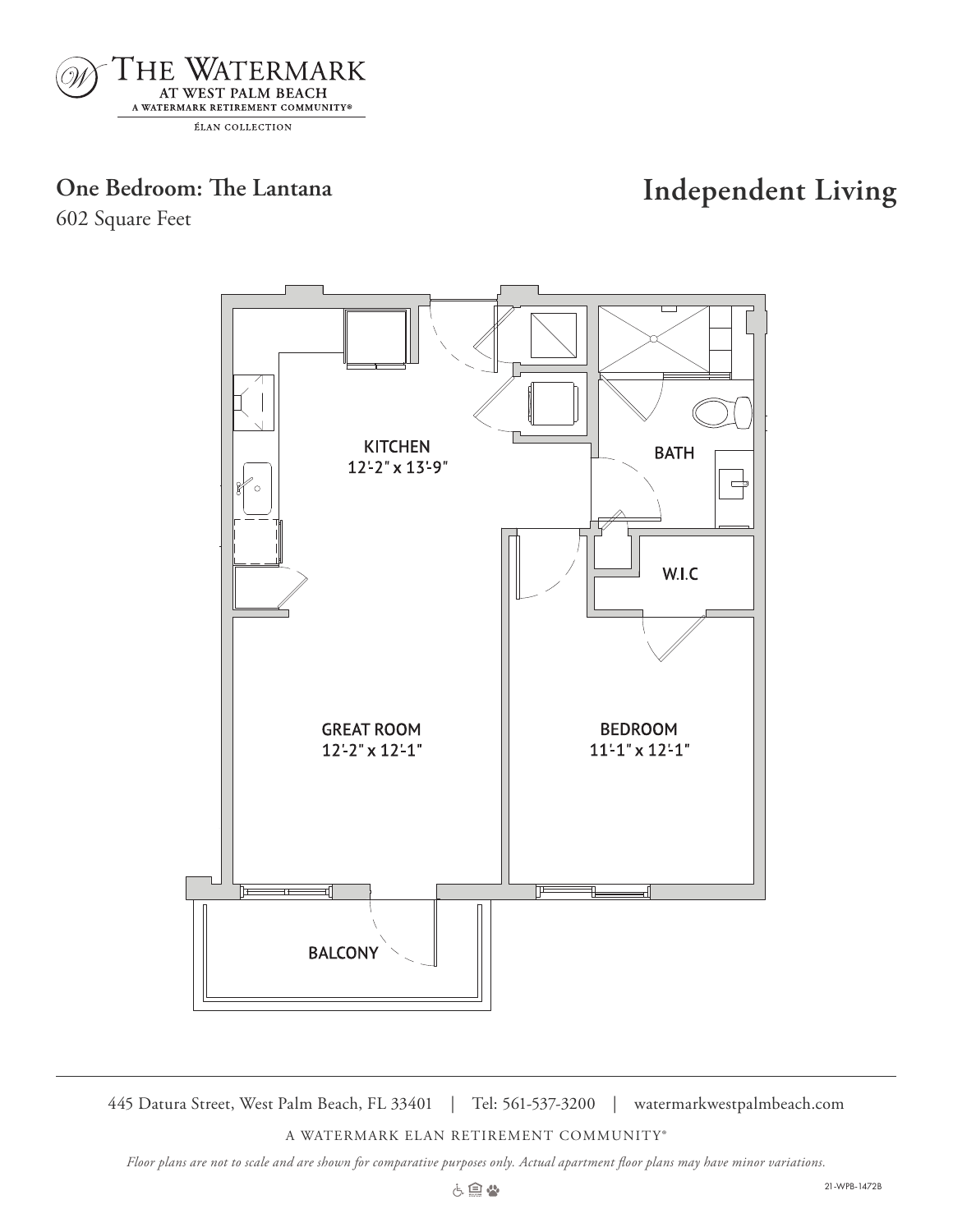THE WATERMARK
AT WEST PALM BEACH
A WATERMARK RETIREMENT COMMUNITY®
ÉLAN COLLECTION

## One Bedroom: The Lantana

602 Square Feet

## Independent Living

KITCHEN
12'-2" x 13'-9"

BATH

W.I.C

GREAT ROOM
12'-2" x 12'-1"

BEDROOM
11'-1" x 12'-1"

BALCONY

445 Datura Street, West Palm Beach, FL 33401 | Tel: 561-537-3200 | watermarkwestpalmbeach.com

A WATERMARK ELAN RETIREMENT COMMUNITY®

*Floor plans are not to scale and are shown for comparative purposes only. Actual apartment floor plans may have minor variations.*

21-WPB-1472B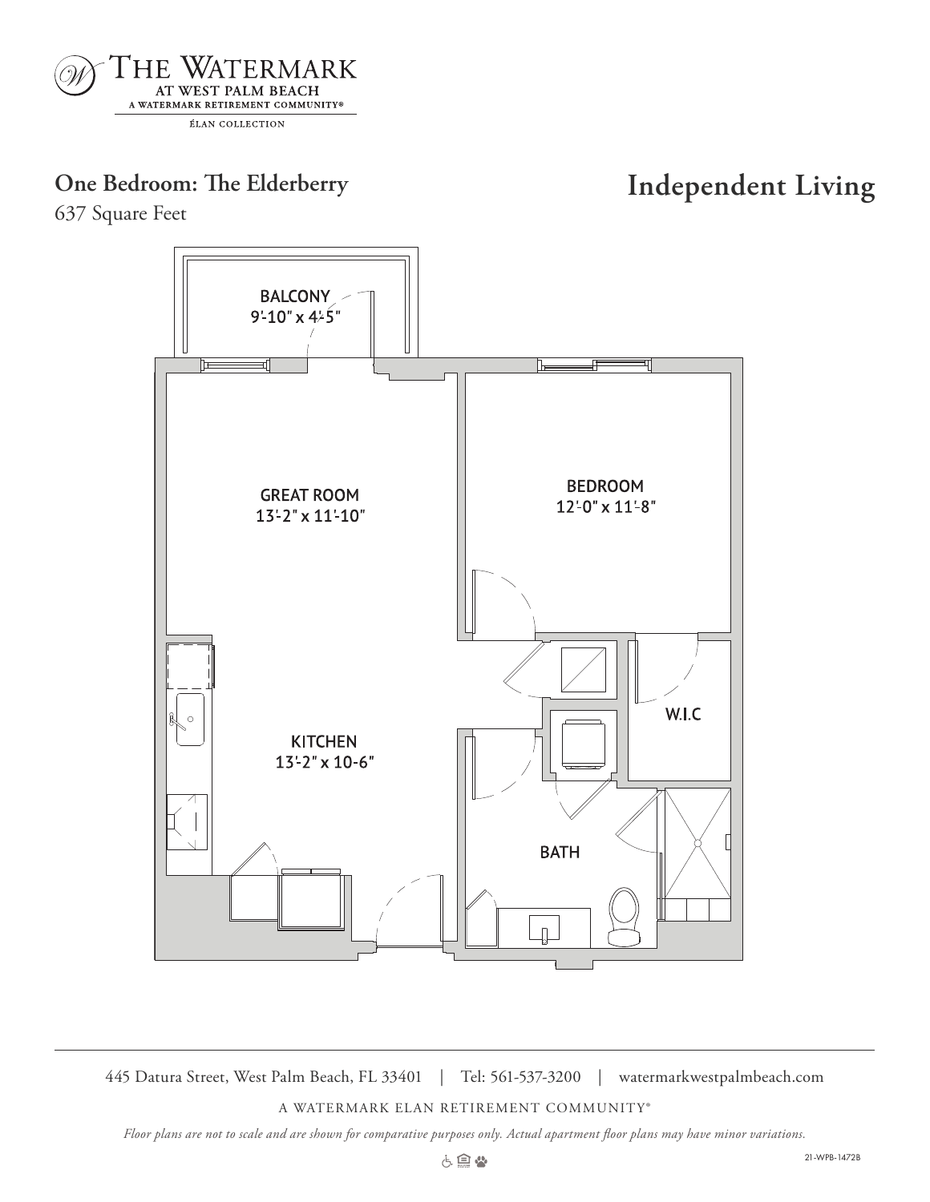THE WATERMARK
AT WEST PALM BEACH
A WATERMARK RETIREMENT COMMUNITY®
ÉLAN COLLECTION

## One Bedroom: The Elderberry

637 Square Feet

## Independent Living

BALCONY
9'-10" x 4'-5"

GREAT ROOM
13'-2" x 11'-10"

BEDROOM
12'-0" x 11'-8"

W.I.C

KITCHEN
13'-2" x 10-6"

BATH

445 Datura Street, West Palm Beach, FL 33401 | Tel: 561-537-3200 | watermarkwestpalmbeach.com

A WATERMARK ELAN RETIREMENT COMMUNITY®

*Floor plans are not to scale and are shown for comparative purposes only. Actual apartment floor plans may have minor variations.*

21-WPB-1472B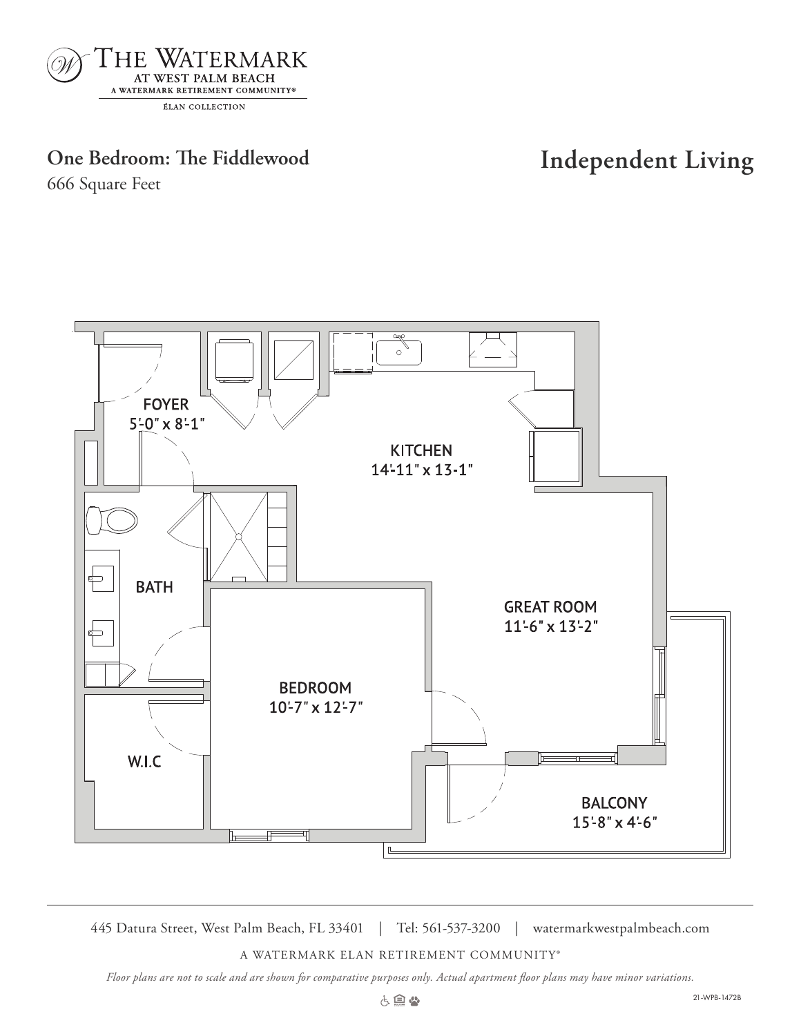THE WATERMARK
AT WEST PALM BEACH
A WATERMARK RETIREMENT COMMUNITY®
ÉLAN COLLECTION

## One Bedroom: The Fiddlewood

666 Square Feet

## Independent Living

FOYER
5'-0" x 8'-1"

KITCHEN
14'-11" x 13-1"

BATH

GREAT ROOM
11'-6" x 13'-2"

BEDROOM
10'-7" x 12'-7"

W.I.C

BALCONY
15'-8" x 4'-6"

445 Datura Street, West Palm Beach, FL 33401 | Tel: 561-537-3200 | watermarkwestpalmbeach.com

A WATERMARK ELAN RETIREMENT COMMUNITY®

*Floor plans are not to scale and are shown for comparative purposes only. Actual apartment floor plans may have minor variations.*

21-WPB-1472B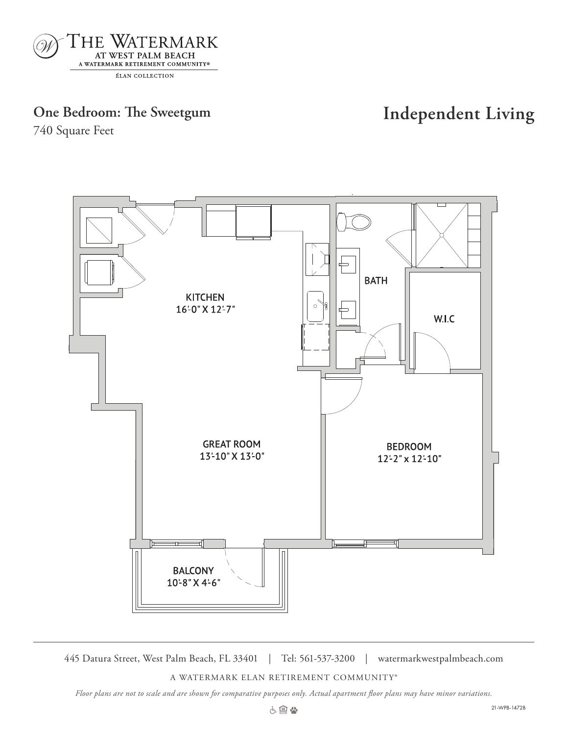THE WATERMARK
AT WEST PALM BEACH
A WATERMARK RETIREMENT COMMUNITY®
ÉLAN COLLECTION

## One Bedroom: The Sweetgum

740 Square Feet

## Independent Living

KITCHEN
16'-0" X 12'-7"

BATH

W.I.C

GREAT ROOM
13'-10" X 13'-0"

BEDROOM
12'-2" x 12'-10"

BALCONY
10'-8" X 4'-6"

445 Datura Street, West Palm Beach, FL 33401 | Tel: 561-537-3200 | watermarkwestpalmbeach.com

A WATERMARK ELAN RETIREMENT COMMUNITY®

*Floor plans are not to scale and are shown for comparative purposes only. Actual apartment floor plans may have minor variations.*

21-WPB-1472B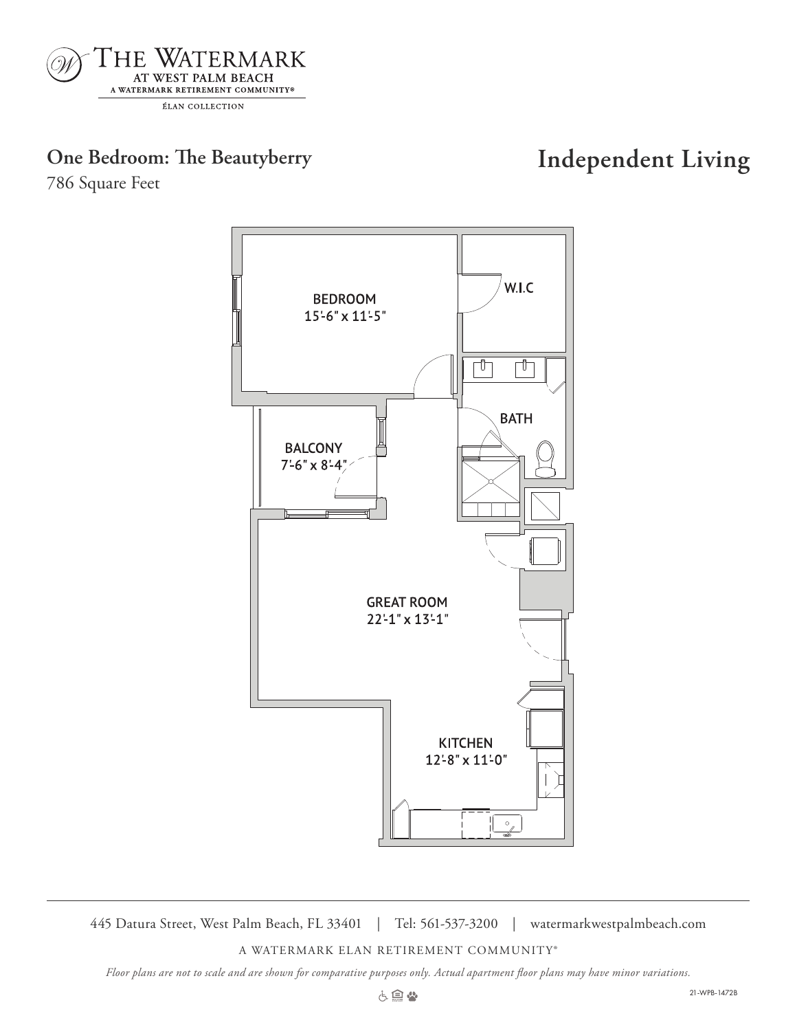THE WATERMARK AT WEST PALM BEACH

A WATERMARK RETIREMENT COMMUNITY®

ÉLAN COLLECTION

## One Bedroom: The Beautyberry

786 Square Feet

## Independent Living

BEDROOM
15'-6" x 11'-5"

W.I.C

BATH

BALCONY
7'-6" x 8'-4"

GREAT ROOM
22'-1" x 13'-1"

KITCHEN
12'-8" x 11'-0"

445 Datura Street, West Palm Beach, FL 33401 | Tel: 561-537-3200 | watermarkwestpalmbeach.com

A WATERMARK ELAN RETIREMENT COMMUNITY®

*Floor plans are not to scale and are shown for comparative purposes only. Actual apartment floor plans may have minor variations.*

21-WPB-1472B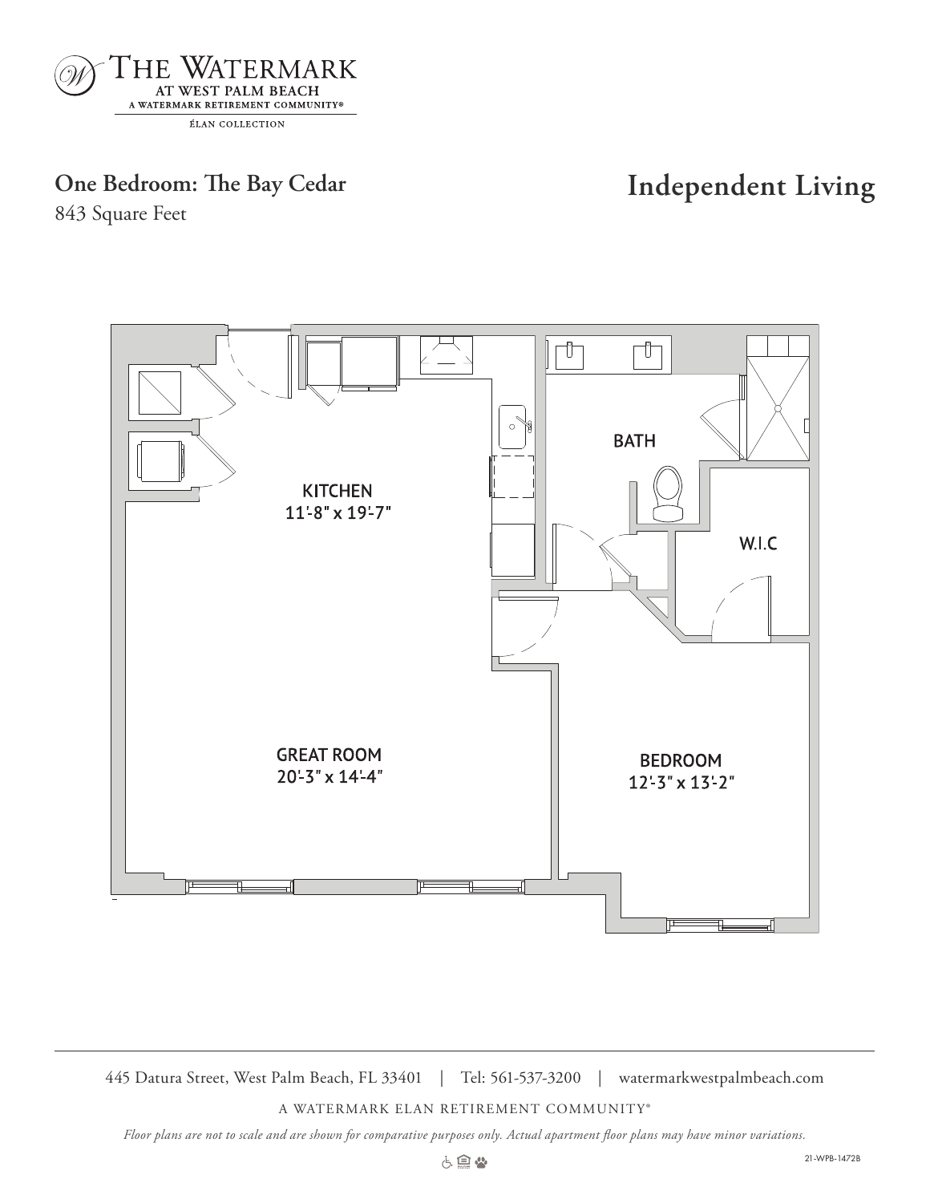THE WATERMARK
AT WEST PALM BEACH
A WATERMARK RETIREMENT COMMUNITY®
ÉLAN COLLECTION

## One Bedroom: The Bay Cedar

843 Square Feet

## Independent Living

KITCHEN
11'-8" x 19'-7"

BATH

W.I.C

GREAT ROOM
20'-3" x 14'-4"

BEDROOM
12'-3" x 13'-2"

445 Datura Street, West Palm Beach, FL 33401 | Tel: 561-537-3200 | watermarkwestpalmbeach.com

A WATERMARK ELAN RETIREMENT COMMUNITY®

*Floor plans are not to scale and are shown for comparative purposes only. Actual apartment floor plans may have minor variations.*

21-WPB-1472B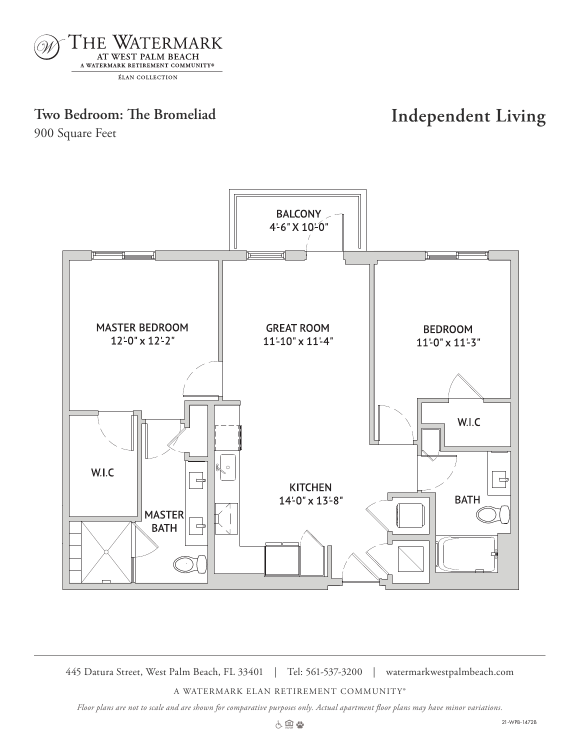THE WATERMARK
AT WEST PALM BEACH
A WATERMARK RETIREMENT COMMUNITY®
ÉLAN COLLECTION

## Two Bedroom: The Bromeliad

900 Square Feet

## Independent Living

BALCONY
4'-6" X 10'-0"

MASTER BEDROOM
12'-0" x 12'-2"

GREAT ROOM
11'-10" x 11'-4"

BEDROOM
11'-0" x 11'-3"

W.I.C

W.I.C

MASTER BATH

KITCHEN
14'-0" x 13'-8"

BATH

445 Datura Street, West Palm Beach, FL 33401 | Tel: 561-537-3200 | watermarkwestpalmbeach.com

A WATERMARK ELAN RETIREMENT COMMUNITY®

*Floor plans are not to scale and are shown for comparative purposes only. Actual apartment floor plans may have minor variations.*

21-WPB-1472B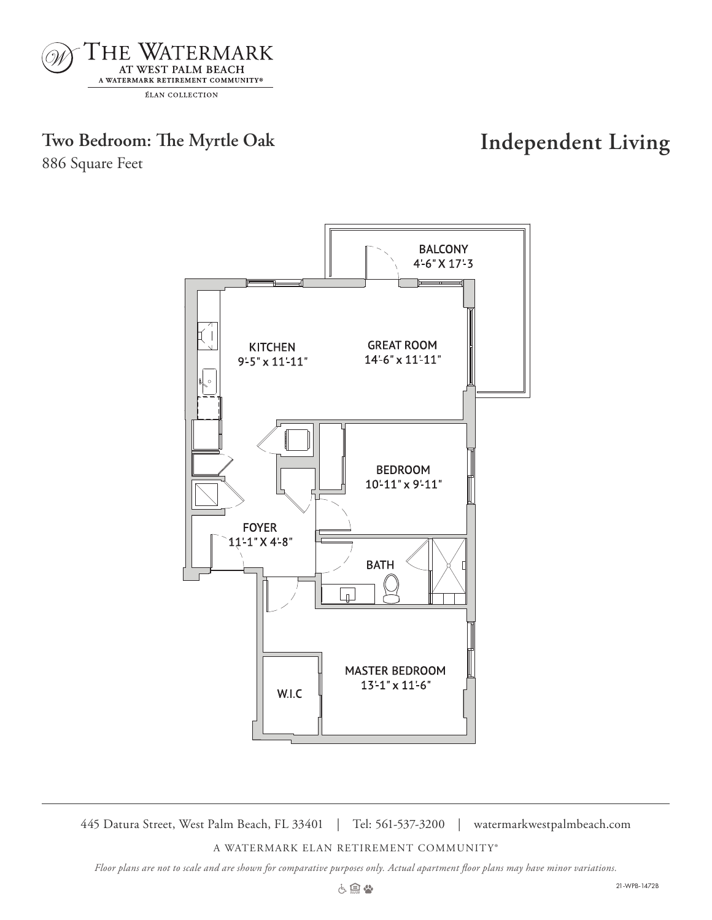THE WATERMARK
AT WEST PALM BEACH
A WATERMARK RETIREMENT COMMUNITY®
ÉLAN COLLECTION

## Two Bedroom: The Myrtle Oak

886 Square Feet

## Independent Living

BALCONY
4'-6" X 17'-3

KITCHEN
9'-5" x 11'-11"

GREAT ROOM
14'-6" x 11'-11"

BEDROOM
10'-11" x 9'-11"

FOYER
11'-1" X 4'-8"

BATH

MASTER BEDROOM
13'-1" x 11'-6"

W.I.C

445 Datura Street, West Palm Beach, FL 33401 | Tel: 561-537-3200 | watermarkwestpalmbeach.com

A WATERMARK ELAN RETIREMENT COMMUNITY®

*Floor plans are not to scale and are shown for comparative purposes only. Actual apartment floor plans may have minor variations.*

21-WPB-1472B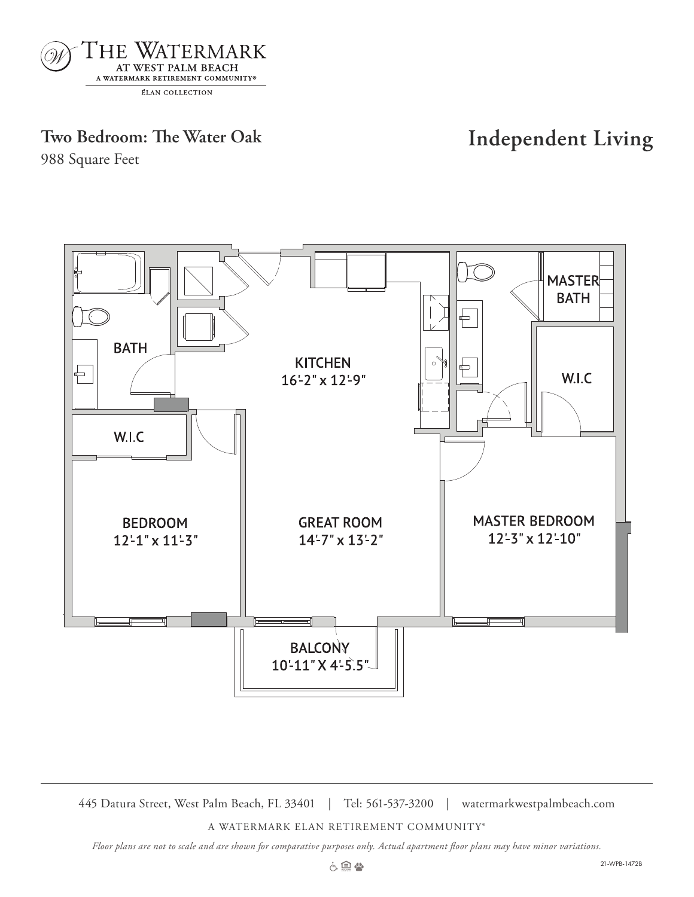THE WATERMARK
AT WEST PALM BEACH
A WATERMARK RETIREMENT COMMUNITY®
ÉLAN COLLECTION

## Two Bedroom: The Water Oak

988 Square Feet

## Independent Living

BATH

KITCHEN
16'-2" x 12'-9"

MASTER BATH

W.I.C

W.I.C

BEDROOM
12'-1" x 11'-3"

GREAT ROOM
14'-7" x 13'-2"

MASTER BEDROOM
12'-3" x 12'-10"

BALCONY
10'-11" X 4'-5.5"

445 Datura Street, West Palm Beach, FL 33401 | Tel: 561-537-3200 | watermarkwestpalmbeach.com

A WATERMARK ELAN RETIREMENT COMMUNITY®

*Floor plans are not to scale and are shown for comparative purposes only. Actual apartment floor plans may have minor variations.*

21-WPB-1472B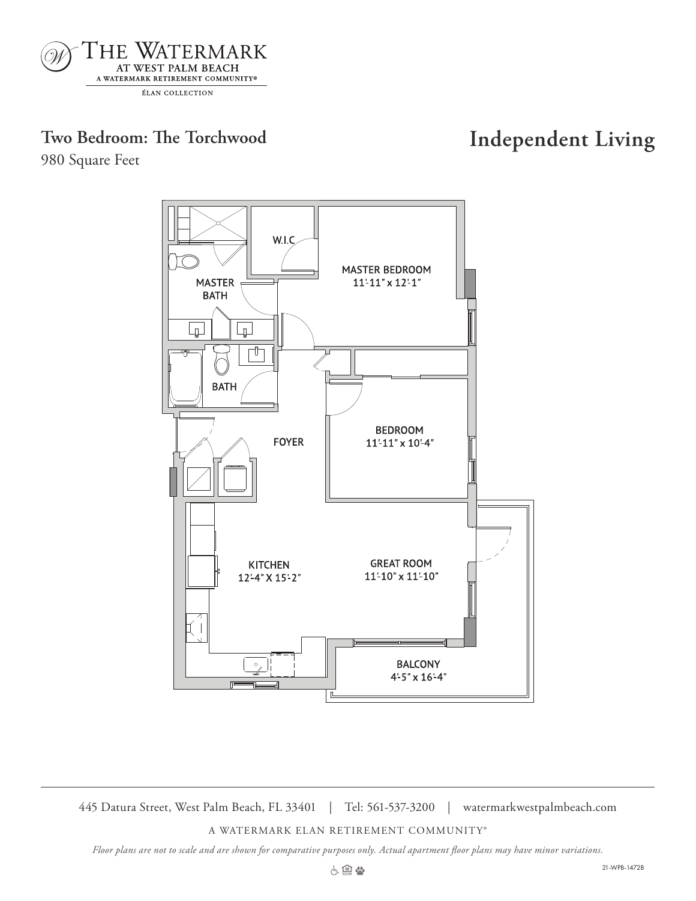THE WATERMARK
AT WEST PALM BEACH
A WATERMARK RETIREMENT COMMUNITY®
ÉLAN COLLECTION

## Two Bedroom: The Torchwood

980 Square Feet

## Independent Living

W.I.C

MASTER BEDROOM
11'-11" x 12'-1"

MASTER BATH

BATH

FOYER

BEDROOM
11'-11" x 10'-4"

KITCHEN
12'-4" X 15'-2"

GREAT ROOM
11'-10" x 11'-10"

BALCONY
4'-5" x 16'-4"

445 Datura Street, West Palm Beach, FL 33401 | Tel: 561-537-3200 | watermarkwestpalmbeach.com

A WATERMARK ELAN RETIREMENT COMMUNITY®

*Floor plans are not to scale and are shown for comparative purposes only. Actual apartment floor plans may have minor variations.*

21-WPB-1472B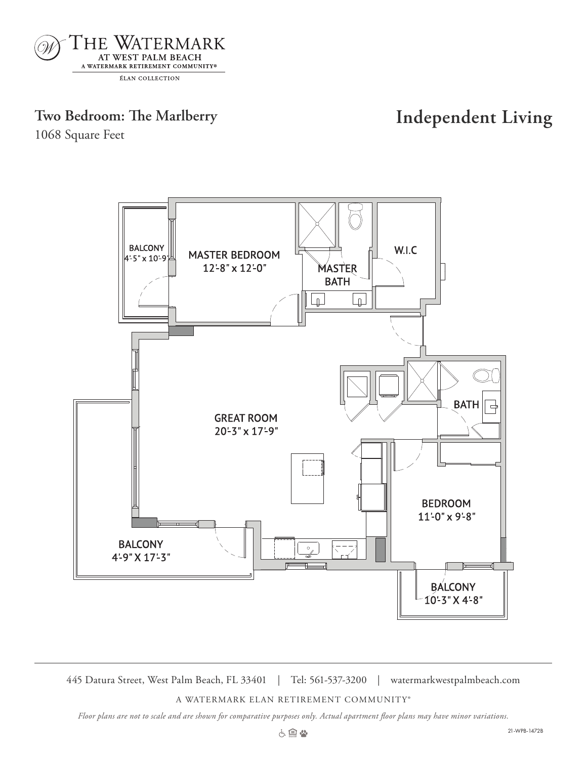THE WATERMARK
AT WEST PALM BEACH
A WATERMARK RETIREMENT COMMUNITY®
ÉLAN COLLECTION

## Two Bedroom: The Marlberry

1068 Square Feet

## Independent Living

MASTER BEDROOM
12'-8" x 12'-0"

BALCONY
4'-5" x 10'-9"

MASTER BATH

W.I.C

GREAT ROOM
20'-3" x 17'-9"

BATH

BEDROOM
11'-0" x 9'-8"

BALCONY
4'-9" X 17'-3"

BALCONY
10'-3" X 4'-8"

445 Datura Street, West Palm Beach, FL 33401 | Tel: 561-537-3200 | watermarkwestpalmbeach.com

A WATERMARK ELAN RETIREMENT COMMUNITY®

*Floor plans are not to scale and are shown for comparative purposes only. Actual apartment floor plans may have minor variations.*

21-WPB-1472B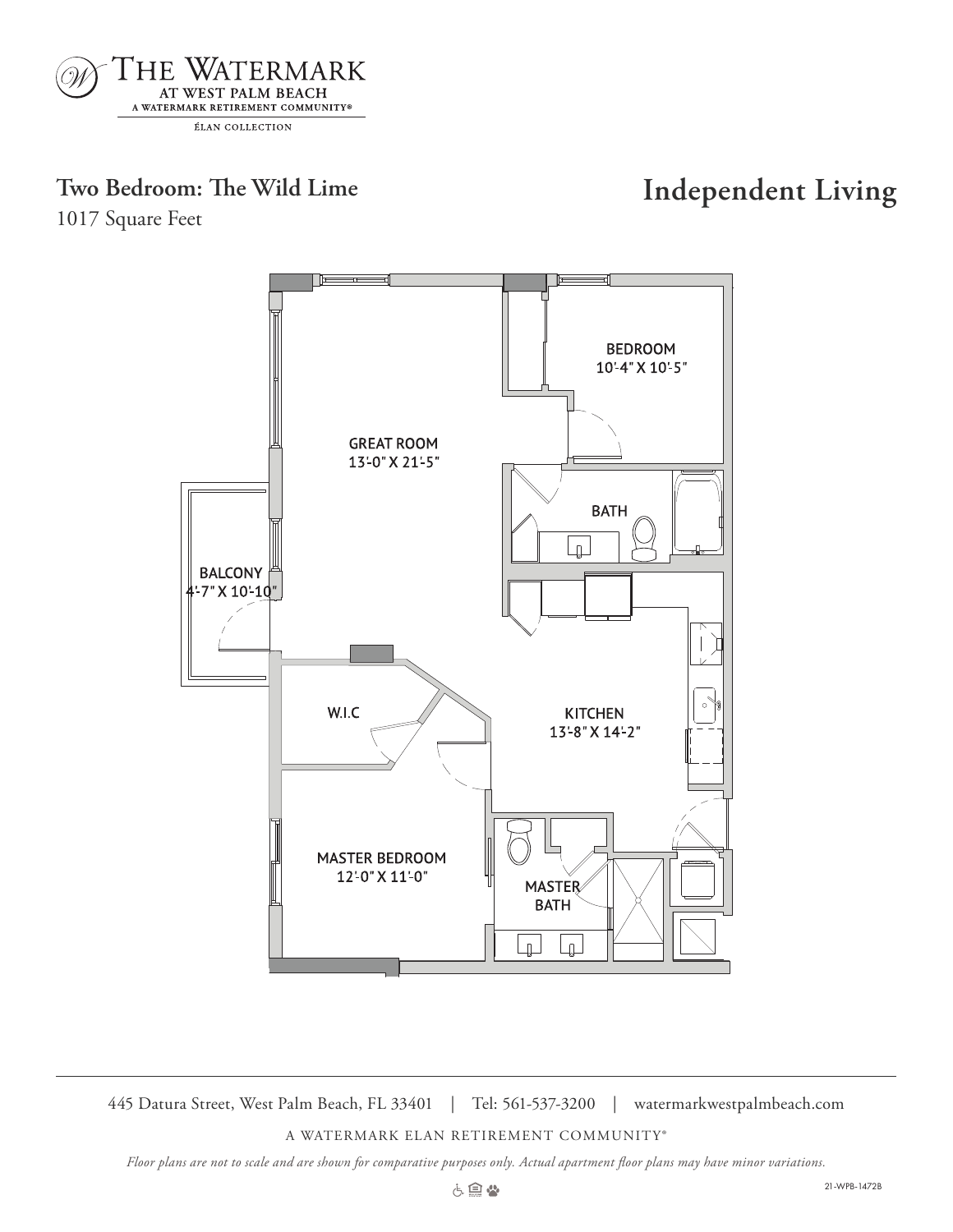THE WATERMARK AT WEST PALM BEACH
A WATERMARK RETIREMENT COMMUNITY®
ÉLAN COLLECTION

## Two Bedroom: The Wild Lime

1017 Square Feet

## Independent Living

BEDROOM
10'-4" X 10'-5"

GREAT ROOM
13'-0" X 21'-5"

BATH

BALCONY
4'-7" X 10'-10"

W.I.C

KITCHEN
13'-8" X 14'-2"

MASTER BEDROOM
12'-0" X 11'-0"

MASTER BATH

445 Datura Street, West Palm Beach, FL 33401 | Tel: 561-537-3200 | watermarkwestpalmbeach.com

A WATERMARK ELAN RETIREMENT COMMUNITY®

*Floor plans are not to scale and are shown for comparative purposes only. Actual apartment floor plans may have minor variations.*

21-WPB-1472B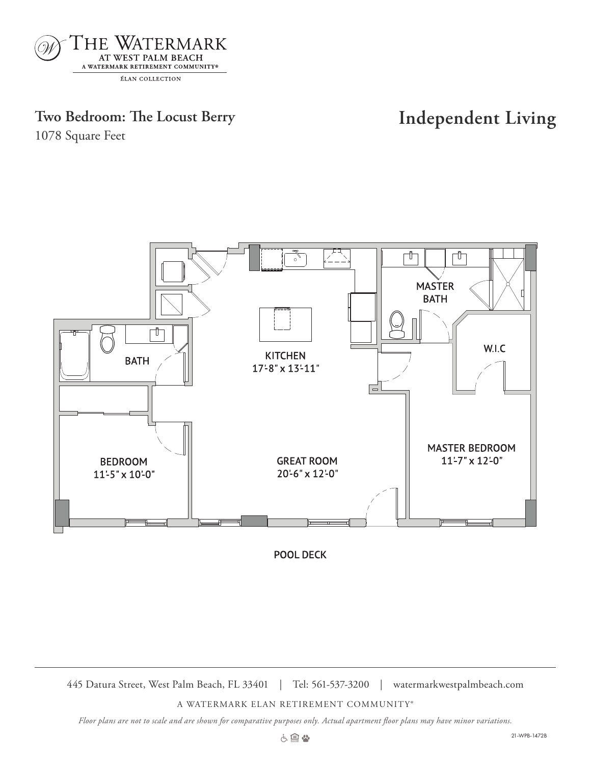THE WATERMARK
AT WEST PALM BEACH
A WATERMARK RETIREMENT COMMUNITY®
ÉLAN COLLECTION

## Two Bedroom: The Locust Berry

1078 Square Feet

## Independent Living

BATH

KITCHEN
17'-8" x 13'-11"

MASTER BATH

W.I.C

BEDROOM
11'-5" x 10'-0"

GREAT ROOM
20'-6" x 12'-0"

MASTER BEDROOM
11'-7" x 12'-0"

POOL DECK

445 Datura Street, West Palm Beach, FL 33401 | Tel: 561-537-3200 | watermarkwestpalmbeach.com

A WATERMARK ELAN RETIREMENT COMMUNITY®

*Floor plans are not to scale and are shown for comparative purposes only. Actual apartment floor plans may have minor variations.*

21-WPB-1472B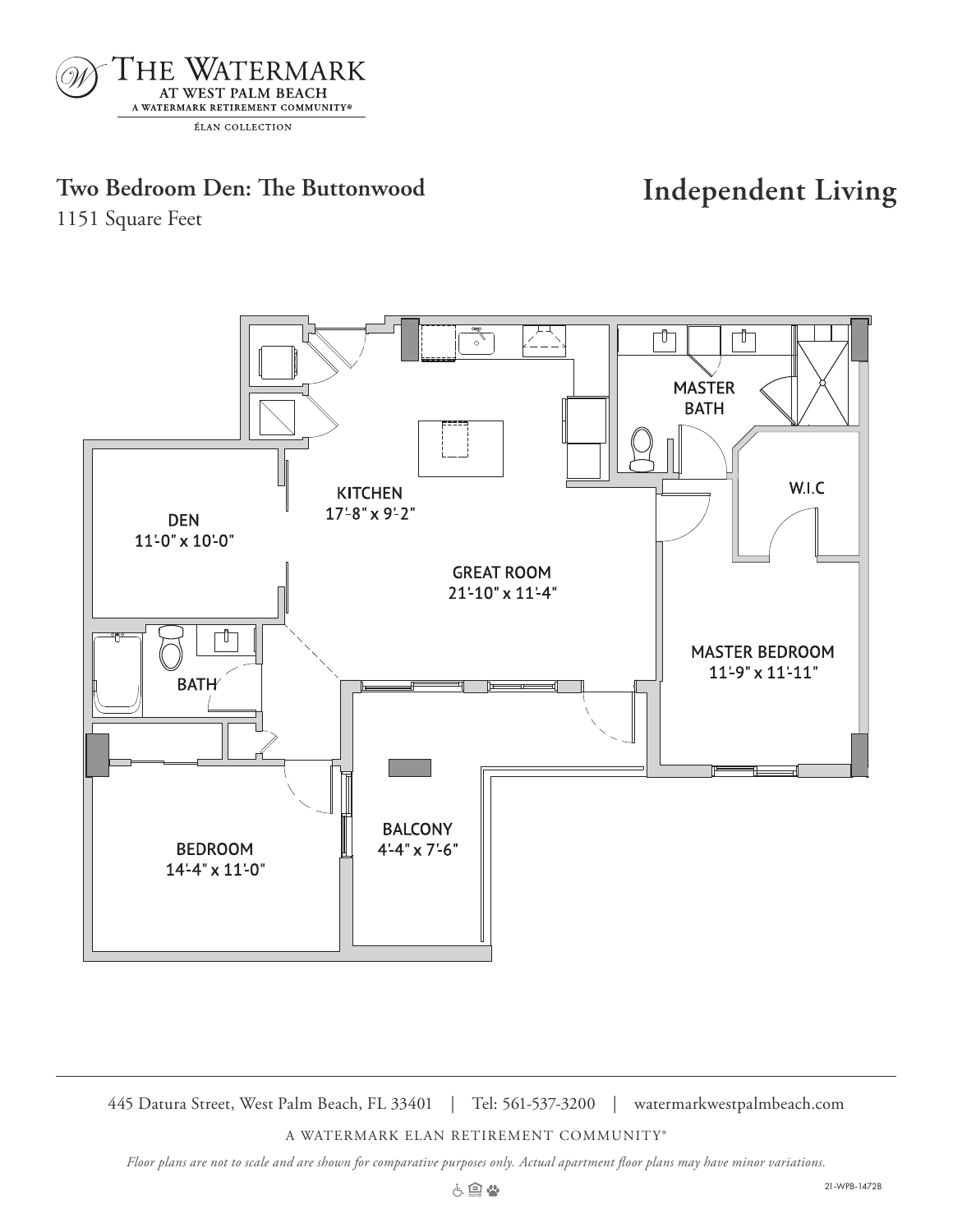THE WATERMARK
AT WEST PALM BEACH
A WATERMARK RETIREMENT COMMUNITY®
ÉLAN COLLECTION

## Two Bedroom Den: The Buttonwood

1151 Square Feet

## Independent Living

MASTER BATH

W.I.C

KITCHEN
17'-8" x 9'-2"

DEN
11'-0" x 10'-0"

GREAT ROOM
21'-10" x 11'-4"

MASTER BEDROOM
11'-9" x 11'-11"

BATH

BALCONY
4'-4" x 7'-6"

BEDROOM
14'-4" x 11'-0"

445 Datura Street, West Palm Beach, FL 33401 | Tel: 561-537-3200 | watermarkwestpalmbeach.com

A WATERMARK ELAN RETIREMENT COMMUNITY®

*Floor plans are not to scale and are shown for comparative purposes only. Actual apartment floor plans may have minor variations.*

21-WPB-1472B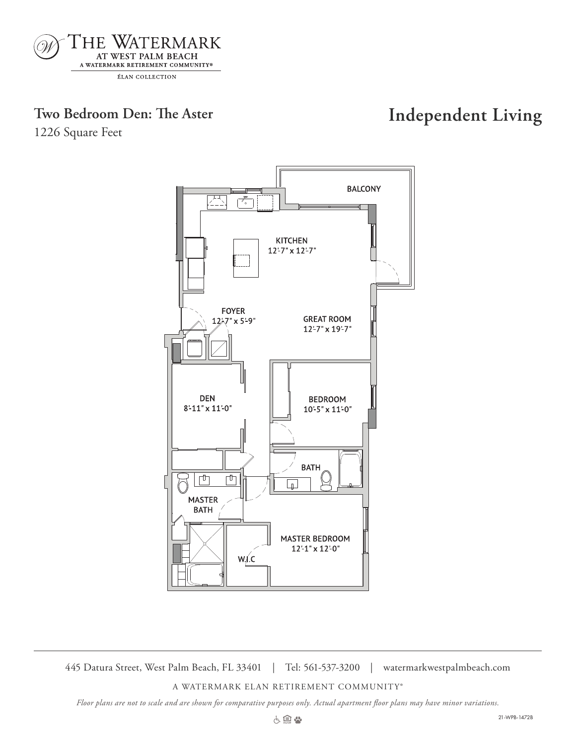THE WATERMARK
AT WEST PALM BEACH
A WATERMARK RETIREMENT COMMUNITY®
ÉLAN COLLECTION

## Two Bedroom Den: The Aster

1226 Square Feet

## Independent Living

BALCONY

KITCHEN
12'-7" x 12'-7"

FOYER
12'-7" x 5'-9"

GREAT ROOM
12'-7" x 19'-7"

DEN
8'-11" x 11'-0"

BEDROOM
10'-5" x 11'-0"

BATH

MASTER BATH

MASTER BEDROOM
12'-1" x 12'-0"

W.I.C

445 Datura Street, West Palm Beach, FL 33401 | Tel: 561-537-3200 | watermarkwestpalmbeach.com

A WATERMARK ELAN RETIREMENT COMMUNITY®

*Floor plans are not to scale and are shown for comparative purposes only. Actual apartment floor plans may have minor variations.*

21-WPB-1472B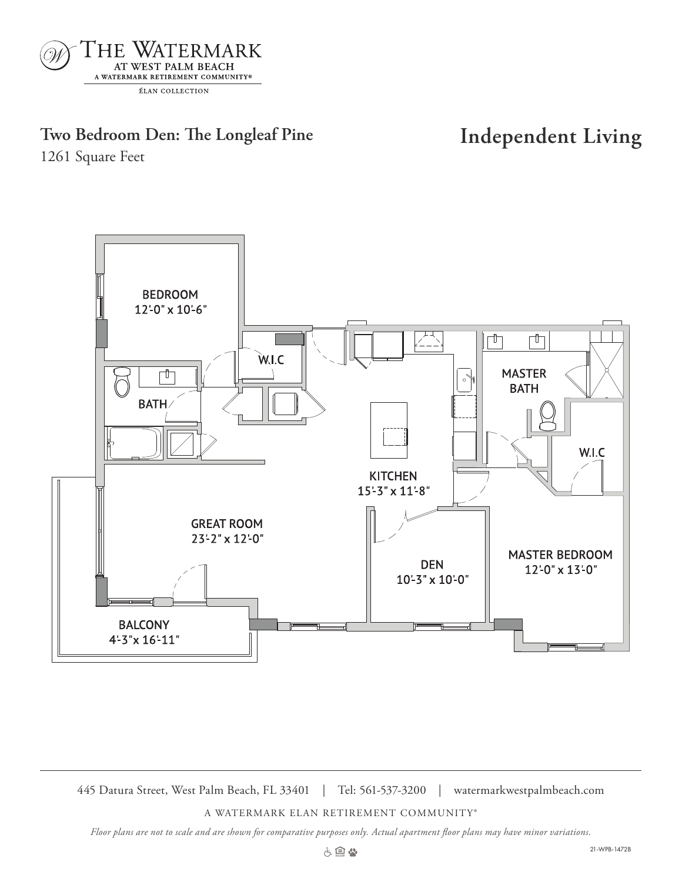THE WATERMARK
AT WEST PALM BEACH
A WATERMARK RETIREMENT COMMUNITY®
ÉLAN COLLECTION

## Two Bedroom Den: The Longleaf Pine

1261 Square Feet

## Independent Living

BEDROOM
12'-0" x 10'-6"

W.I.C

BATH

KITCHEN
15'-3" x 11'-8"

MASTER BATH

W.I.C

GREAT ROOM
23'-2" x 12'-0"

DEN
10'-3" x 10'-0"

MASTER BEDROOM
12'-0" x 13'-0"

BALCONY
4'-3" x 16'-11"

445 Datura Street, West Palm Beach, FL 33401 | Tel: 561-537-3200 | watermarkwestpalmbeach.com

A WATERMARK ELAN RETIREMENT COMMUNITY®

*Floor plans are not to scale and are shown for comparative purposes only. Actual apartment floor plans may have minor variations.*

21-WPB-1472B